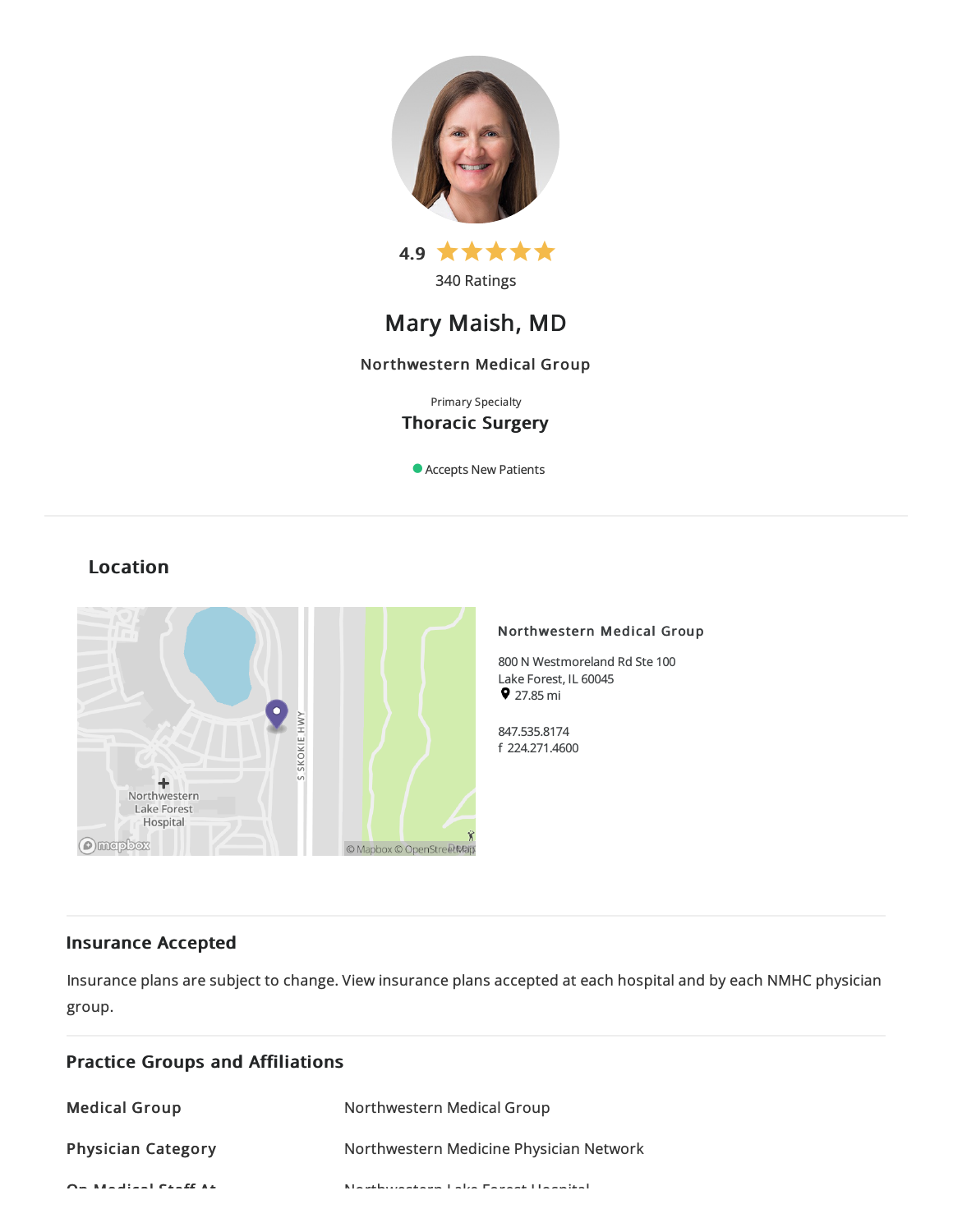4.9

340 Ratings

# Mary Maish, MD

Northwestern Medical Group

Primary Specialty

**Thoracic Surgery**

Accepts New Patients

## Location

**Northwestern Medical Group**

800 N Westmoreland Rd Ste 100
Lake Forest, IL 60045
27.85 mi

847.535.8174
f 224.271.4600

## Insurance Accepted

Insurance plans are subject to change. View insurance plans accepted at each hospital and by each NMHC physician group.

## Practice Groups and Affiliations

| | |
|---|---|
| **Medical Group** | Northwestern Medical Group |
| **Physician Category** | Northwestern Medicine Physician Network |
| **On Medical Staff At** | Northwestern Lake Forest Hospital |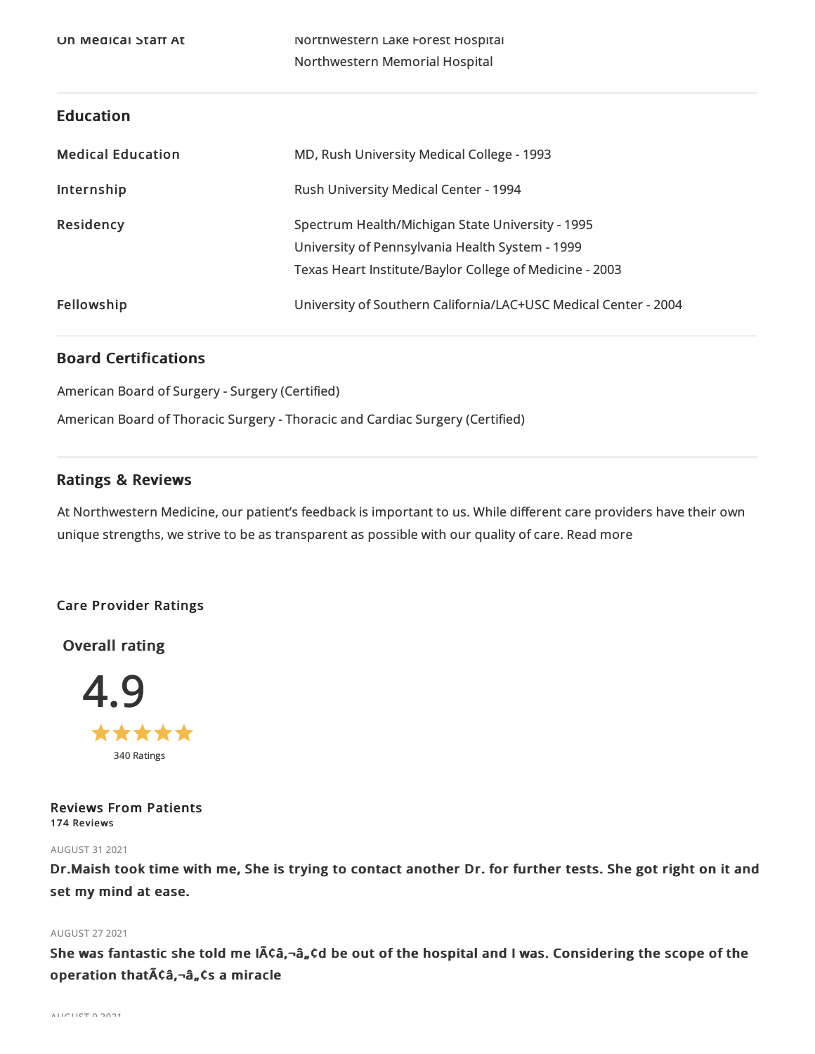| On Medical Staff At | Northwestern Lake Forest Hospital<br>Northwestern Memorial Hospital |
| --- | --- |

## Education

| | |
| --- | --- |
| **Medical Education** | MD, Rush University Medical College - 1993 |
| **Internship** | Rush University Medical Center - 1994 |
| **Residency** | Spectrum Health/Michigan State University - 1995<br>University of Pennsylvania Health System - 1999<br>Texas Heart Institute/Baylor College of Medicine - 2003 |
| **Fellowship** | University of Southern California/LAC+USC Medical Center - 2004 |

## Board Certifications

American Board of Surgery - Surgery (Certified)

American Board of Thoracic Surgery - Thoracic and Cardiac Surgery (Certified)

## Ratings & Reviews

At Northwestern Medicine, our patient's feedback is important to us. While different care providers have their own unique strengths, we strive to be as transparent as possible with our quality of care. Read more

### Care Provider Ratings

**Overall rating**

**4.9**

★★★★★

340 Ratings

### Reviews From Patients

**174 Reviews**

AUGUST 31 2021

**Dr.Maish took time with me, She is trying to contact another Dr. for further tests. She got right on it and set my mind at ease.**

AUGUST 27 2021

**She was fantastic she told me IÃ¢â‚¬â„¢d be out of the hospital and I was. Considering the scope of the operation thatÃ¢â‚¬â„¢s a miracle**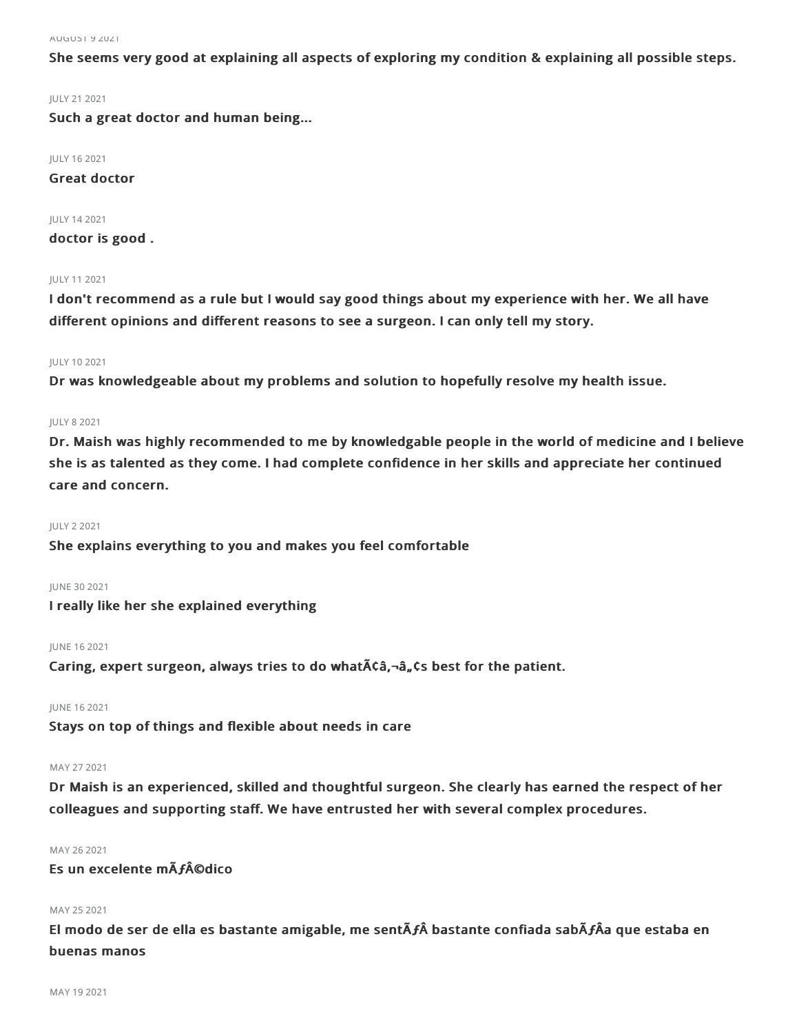AUGUST 9 2021

**She seems very good at explaining all aspects of exploring my condition & explaining all possible steps.**

JULY 21 2021

**Such a great doctor and human being...**

JULY 16 2021

**Great doctor**

JULY 14 2021

**doctor is good .**

JULY 11 2021

**I don't recommend as a rule but I would say good things about my experience with her. We all have different opinions and different reasons to see a surgeon. I can only tell my story.**

JULY 10 2021

**Dr was knowledgeable about my problems and solution to hopefully resolve my health issue.**

JULY 8 2021

**Dr. Maish was highly recommended to me by knowledgable people in the world of medicine and I believe she is as talented as they come. I had complete confidence in her skills and appreciate her continued care and concern.**

JULY 2 2021

**She explains everything to you and makes you feel comfortable**

JUNE 30 2021

**I really like her she explained everything**

JUNE 16 2021

**Caring, expert surgeon, always tries to do whatÃ¢â‚¬â„¢s best for the patient.**

JUNE 16 2021

**Stays on top of things and flexible about needs in care**

MAY 27 2021

**Dr Maish is an experienced, skilled and thoughtful surgeon. She clearly has earned the respect of her colleagues and supporting staff. We have entrusted her with several complex procedures.**

MAY 26 2021

**Es un excelente mÃƒÂ©dico**

MAY 25 2021

**El modo de ser de ella es bastante amigable, me sentÃƒÂ bastante confiada sabÃƒÂa que estaba en buenas manos**

MAY 19 2021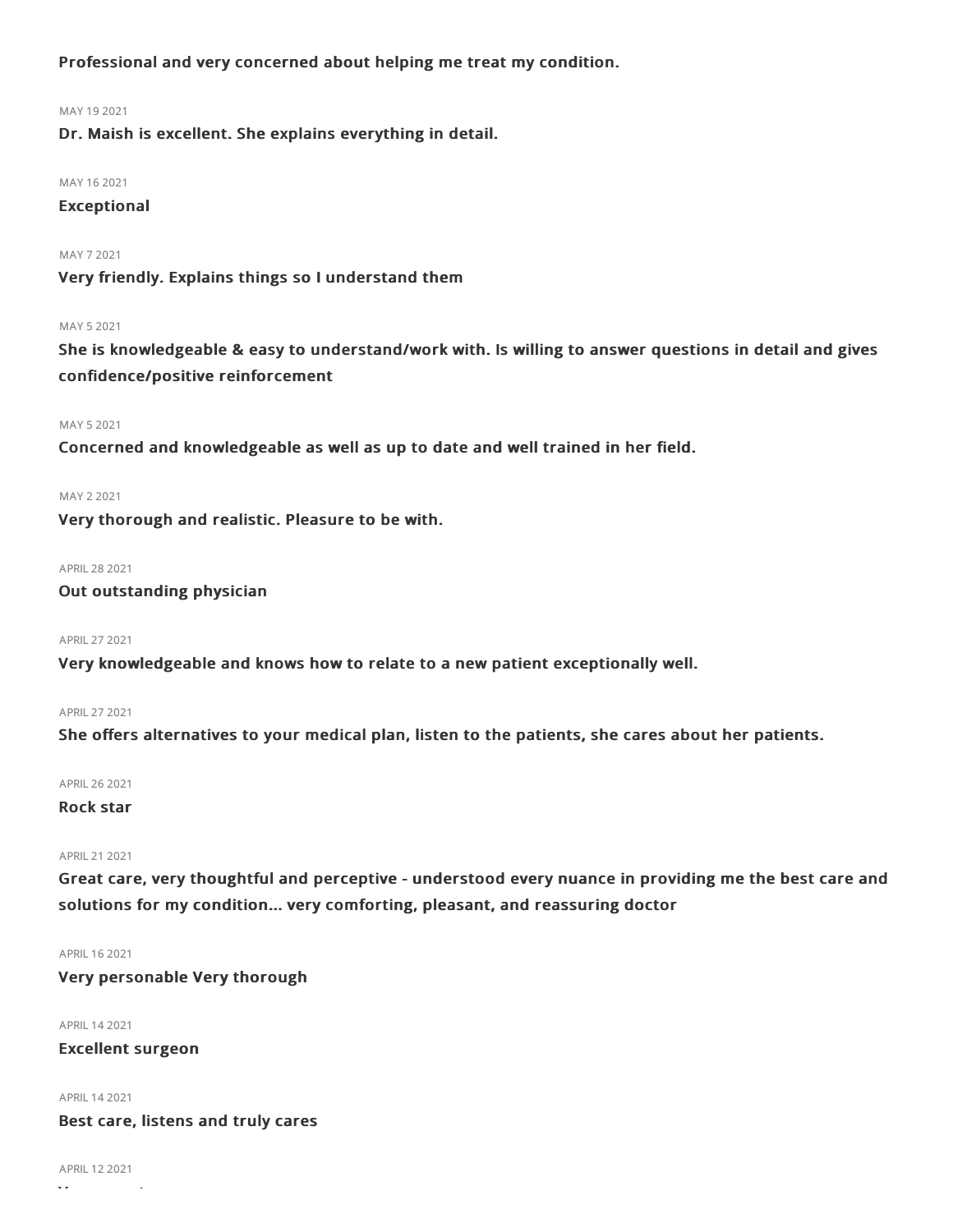**Professional and very concerned about helping me treat my condition.**

MAY 19 2021

**Dr. Maish is excellent. She explains everything in detail.**

MAY 16 2021

**Exceptional**

MAY 7 2021

**Very friendly. Explains things so I understand them**

MAY 5 2021

**She is knowledgeable & easy to understand/work with. Is willing to answer questions in detail and gives confidence/positive reinforcement**

MAY 5 2021

**Concerned and knowledgeable as well as up to date and well trained in her field.**

MAY 2 2021

**Very thorough and realistic. Pleasure to be with.**

APRIL 28 2021

**Out outstanding physician**

APRIL 27 2021

**Very knowledgeable and knows how to relate to a new patient exceptionally well.**

APRIL 27 2021

**She offers alternatives to your medical plan, listen to the patients, she cares about her patients.**

APRIL 26 2021

**Rock star**

APRIL 21 2021

**Great care, very thoughtful and perceptive - understood every nuance in providing me the best care and solutions for my condition... very comforting, pleasant, and reassuring doctor**

APRIL 16 2021

**Very personable Very thorough**

APRIL 14 2021

**Excellent surgeon**

APRIL 14 2021

**Best care, listens and truly cares**

APRIL 12 2021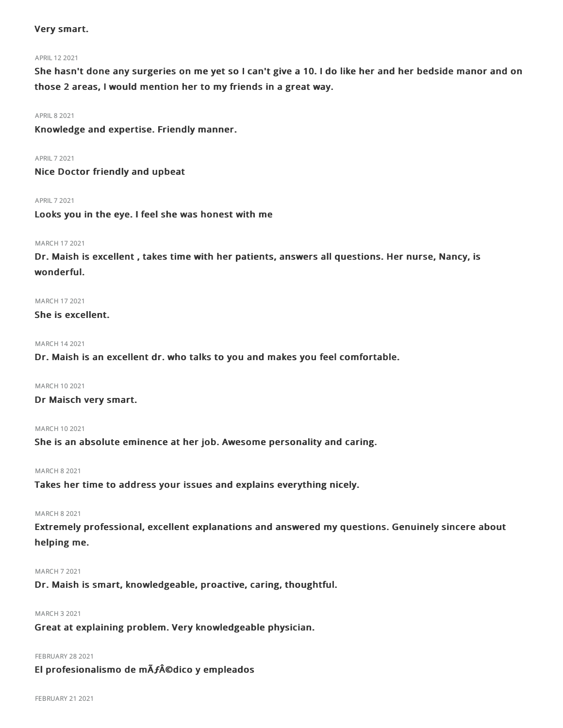**Very smart.**

APRIL 12 2021

**She hasn't done any surgeries on me yet so I can't give a 10. I do like her and her bedside manor and on those 2 areas, I would mention her to my friends in a great way.**

APRIL 8 2021

**Knowledge and expertise. Friendly manner.**

APRIL 7 2021

**Nice Doctor friendly and upbeat**

APRIL 7 2021

**Looks you in the eye. I feel she was honest with me**

MARCH 17 2021

**Dr. Maish is excellent , takes time with her patients, answers all questions. Her nurse, Nancy, is wonderful.**

MARCH 17 2021

**She is excellent.**

MARCH 14 2021

**Dr. Maish is an excellent dr. who talks to you and makes you feel comfortable.**

MARCH 10 2021

**Dr Maisch very smart.**

MARCH 10 2021

**She is an absolute eminence at her job. Awesome personality and caring.**

MARCH 8 2021

**Takes her time to address your issues and explains everything nicely.**

MARCH 8 2021

**Extremely professional, excellent explanations and answered my questions. Genuinely sincere about helping me.**

MARCH 7 2021

**Dr. Maish is smart, knowledgeable, proactive, caring, thoughtful.**

MARCH 3 2021

**Great at explaining problem. Very knowledgeable physician.**

FEBRUARY 28 2021

**El profesionalismo de mÃƒÂ©dico y empleados**

FEBRUARY 21 2021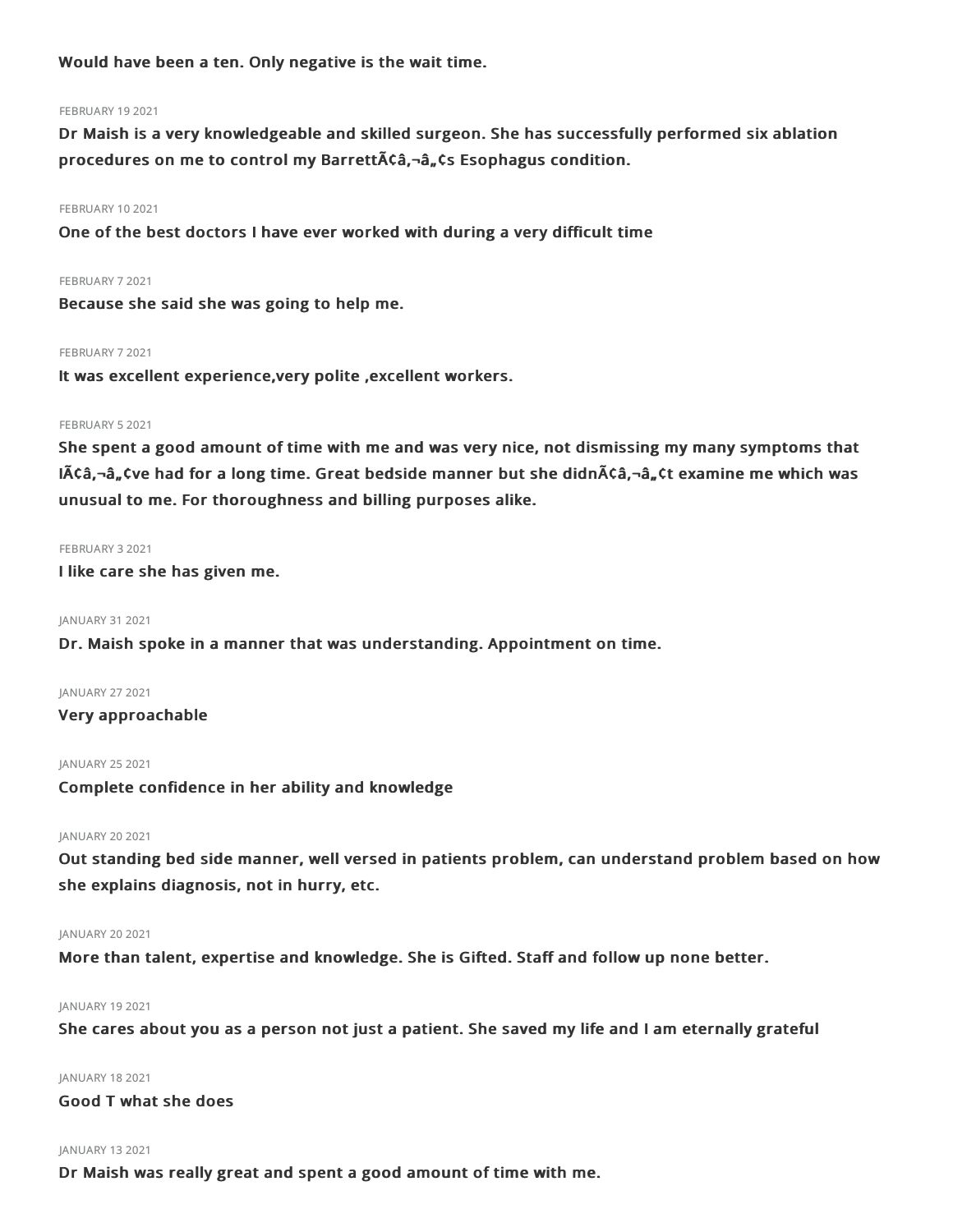**Would have been a ten. Only negative is the wait time.**

FEBRUARY 19 2021

**Dr Maish is a very knowledgeable and skilled surgeon. She has successfully performed six ablation procedures on me to control my BarrettÃ¢â‚¬â„¢s Esophagus condition.**

FEBRUARY 10 2021

**One of the best doctors I have ever worked with during a very difficult time**

FEBRUARY 7 2021

**Because she said she was going to help me.**

FEBRUARY 7 2021

**It was excellent experience,very polite ,excellent workers.**

FEBRUARY 5 2021

**She spent a good amount of time with me and was very nice, not dismissing my many symptoms that IÃ¢â‚¬â„¢ve had for a long time. Great bedside manner but she didnÃ¢â‚¬â„¢t examine me which was unusual to me. For thoroughness and billing purposes alike.**

FEBRUARY 3 2021

**I like care she has given me.**

JANUARY 31 2021

**Dr. Maish spoke in a manner that was understanding. Appointment on time.**

JANUARY 27 2021

**Very approachable**

JANUARY 25 2021

**Complete confidence in her ability and knowledge**

JANUARY 20 2021

**Out standing bed side manner, well versed in patients problem, can understand problem based on how she explains diagnosis, not in hurry, etc.**

JANUARY 20 2021

**More than talent, expertise and knowledge. She is Gifted. Staff and follow up none better.**

JANUARY 19 2021

**She cares about you as a person not just a patient. She saved my life and I am eternally grateful**

JANUARY 18 2021

**Good T what she does**

JANUARY 13 2021

**Dr Maish was really great and spent a good amount of time with me.**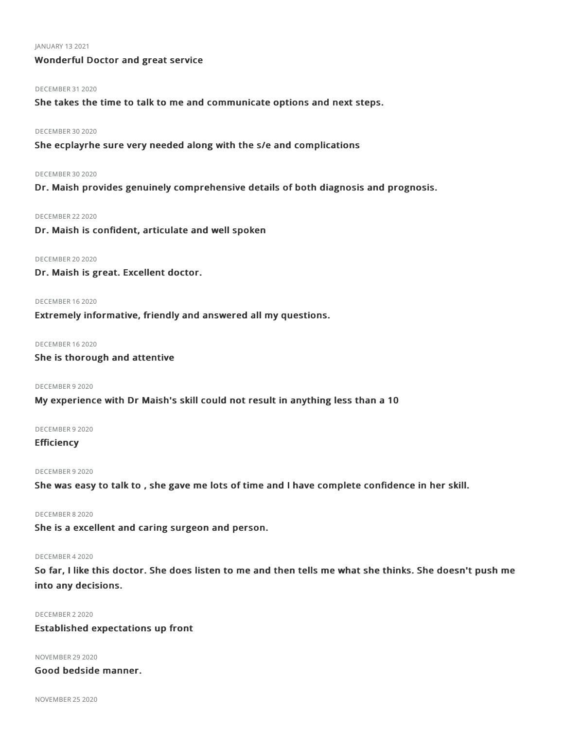JANUARY 13 2021

**Wonderful Doctor and great service**

DECEMBER 31 2020

**She takes the time to talk to me and communicate options and next steps.**

DECEMBER 30 2020

**She ecplayrhe sure very needed along with the s/e and complications**

DECEMBER 30 2020

**Dr. Maish provides genuinely comprehensive details of both diagnosis and prognosis.**

DECEMBER 22 2020

**Dr. Maish is confident, articulate and well spoken**

DECEMBER 20 2020

**Dr. Maish is great. Excellent doctor.**

DECEMBER 16 2020

**Extremely informative, friendly and answered all my questions.**

DECEMBER 16 2020

**She is thorough and attentive**

DECEMBER 9 2020

**My experience with Dr Maish's skill could not result in anything less than a 10**

DECEMBER 9 2020

**Efficiency**

DECEMBER 9 2020

**She was easy to talk to , she gave me lots of time and I have complete confidence in her skill.**

DECEMBER 8 2020

**She is a excellent and caring surgeon and person.**

DECEMBER 4 2020

**So far, I like this doctor. She does listen to me and then tells me what she thinks. She doesn't push me into any decisions.**

DECEMBER 2 2020

**Established expectations up front**

NOVEMBER 29 2020

**Good bedside manner.**

NOVEMBER 25 2020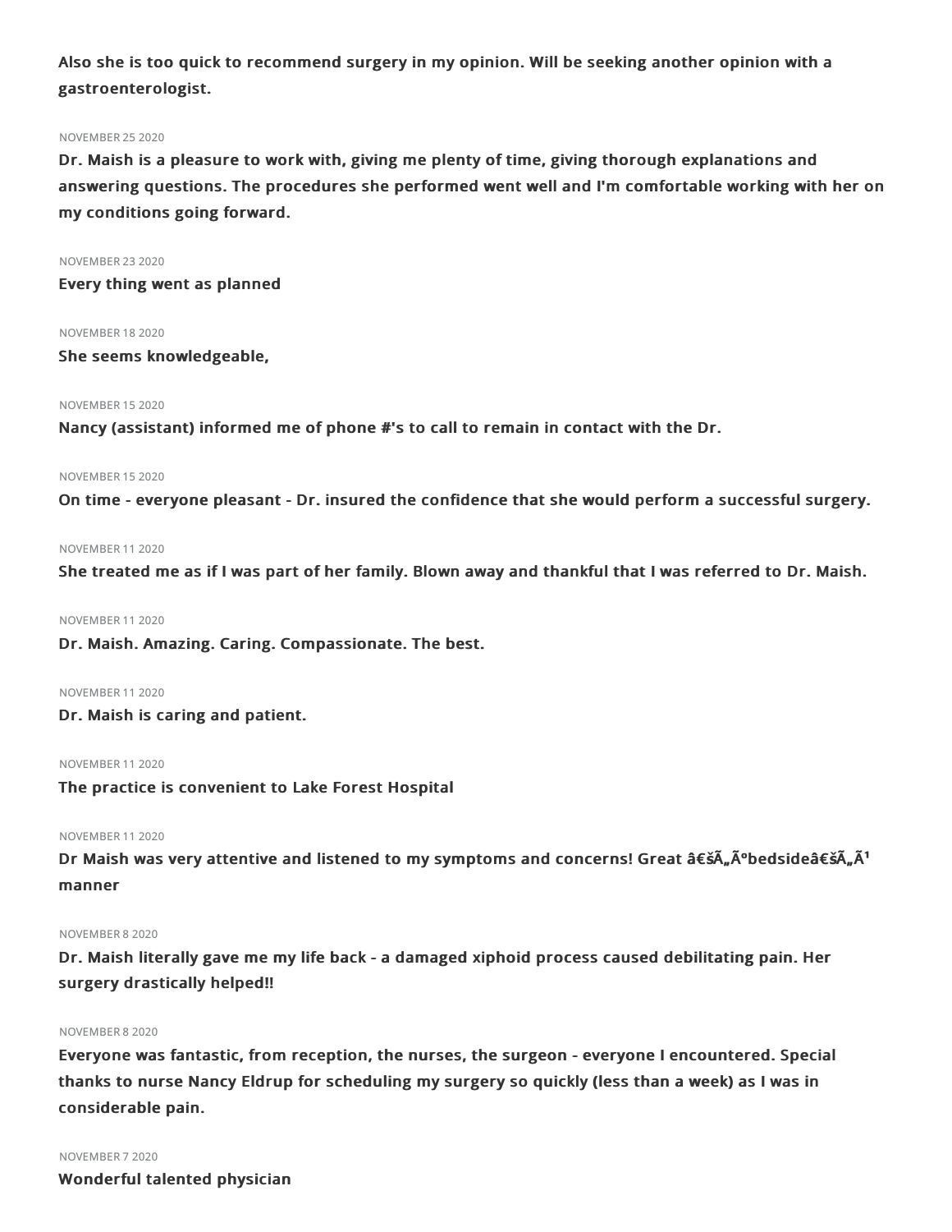**Also she is too quick to recommend surgery in my opinion. Will be seeking another opinion with a gastroenterologist.**

NOVEMBER 25 2020

**Dr. Maish is a pleasure to work with, giving me plenty of time, giving thorough explanations and answering questions. The procedures she performed went well and I'm comfortable working with her on my conditions going forward.**

NOVEMBER 23 2020

**Every thing went as planned**

NOVEMBER 18 2020

**She seems knowledgeable,**

NOVEMBER 15 2020

**Nancy (assistant) informed me of phone #'s to call to remain in contact with the Dr.**

NOVEMBER 15 2020

**On time - everyone pleasant - Dr. insured the confidence that she would perform a successful surgery.**

NOVEMBER 11 2020

**She treated me as if I was part of her family. Blown away and thankful that I was referred to Dr. Maish.**

NOVEMBER 11 2020

**Dr. Maish. Amazing. Caring. Compassionate. The best.**

NOVEMBER 11 2020

**Dr. Maish is caring and patient.**

NOVEMBER 11 2020

**The practice is convenient to Lake Forest Hospital**

NOVEMBER 11 2020

**Dr Maish was very attentive and listened to my symptoms and concerns! Great â€šÃ„Ãºbedsideâ€šÃ„Ã¹ manner**

NOVEMBER 8 2020

**Dr. Maish literally gave me my life back - a damaged xiphoid process caused debilitating pain. Her surgery drastically helped!!**

NOVEMBER 8 2020

**Everyone was fantastic, from reception, the nurses, the surgeon - everyone I encountered. Special thanks to nurse Nancy Eldrup for scheduling my surgery so quickly (less than a week) as I was in considerable pain.**

NOVEMBER 7 2020

**Wonderful talented physician**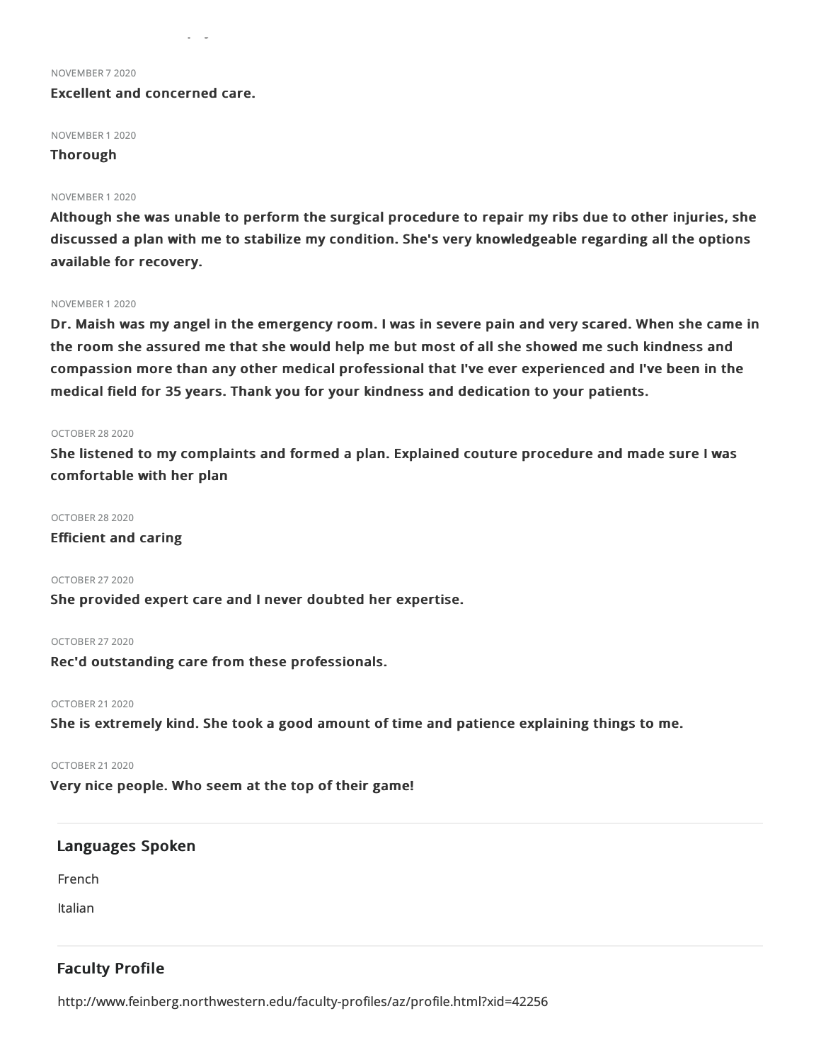NOVEMBER 7 2020

**Excellent and concerned care.**

NOVEMBER 1 2020

**Thorough**

NOVEMBER 1 2020

**Although she was unable to perform the surgical procedure to repair my ribs due to other injuries, she discussed a plan with me to stabilize my condition. She's very knowledgeable regarding all the options available for recovery.**

NOVEMBER 1 2020

**Dr. Maish was my angel in the emergency room. I was in severe pain and very scared. When she came in the room she assured me that she would help me but most of all she showed me such kindness and compassion more than any other medical professional that I've ever experienced and I've been in the medical field for 35 years. Thank you for your kindness and dedication to your patients.**

OCTOBER 28 2020

**She listened to my complaints and formed a plan. Explained couture procedure and made sure I was comfortable with her plan**

OCTOBER 28 2020

**Efficient and caring**

OCTOBER 27 2020

**She provided expert care and I never doubted her expertise.**

OCTOBER 27 2020

**Rec'd outstanding care from these professionals.**

OCTOBER 21 2020

**She is extremely kind. She took a good amount of time and patience explaining things to me.**

OCTOBER 21 2020

**Very nice people. Who seem at the top of their game!**

## Languages Spoken

French

Italian

## Faculty Profile

http://www.feinberg.northwestern.edu/faculty-profiles/az/profile.html?xid=42256